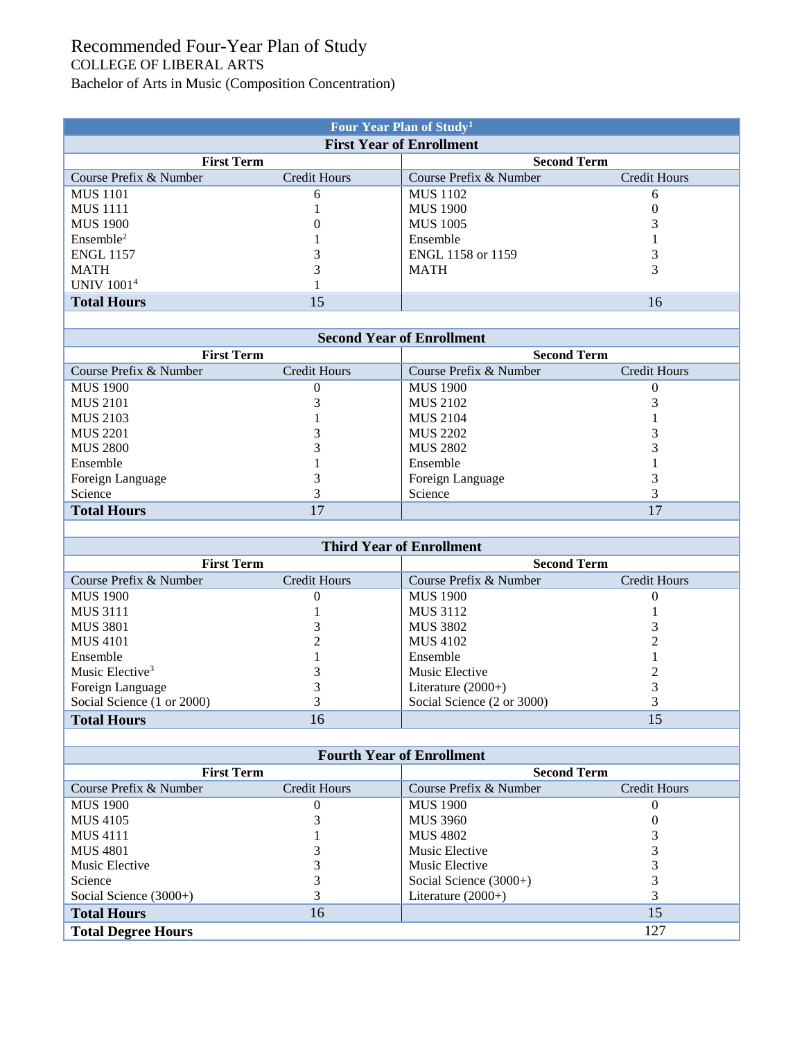# Recommended Four-Year Plan of Study

COLLEGE OF LIBERAL ARTS

Bachelor of Arts in Music (Composition Concentration)

| Four Year Plan of Study[1] | | | |
|---|---|---|---|
| **First Year of Enrollment** | | | |
| **First Term** | | **Second Term** | |
| Course Prefix & Number | Credit Hours | Course Prefix & Number | Credit Hours |
| MUS 1101 | 6 | MUS 1102 | 6 |
| MUS 1111 | 1 | MUS 1900 | 0 |
| MUS 1900 | 0 | MUS 1005 | 3 |
| Ensemble[2] | 1 | Ensemble | 1 |
| ENGL 1157 | 3 | ENGL 1158 or 1159 | 3 |
| MATH | 3 | MATH | 3 |
| UNIV 1001[4] | 1 | | |
| **Total Hours** | 15 | | 16 |
| **Second Year of Enrollment** | | | |
| **First Term** | | **Second Term** | |
| Course Prefix & Number | Credit Hours | Course Prefix & Number | Credit Hours |
| MUS 1900 | 0 | MUS 1900 | 0 |
| MUS 2101 | 3 | MUS 2102 | 3 |
| MUS 2103 | 1 | MUS 2104 | 1 |
| MUS 2201 | 3 | MUS 2202 | 3 |
| MUS 2800 | 3 | MUS 2802 | 3 |
| Ensemble | 1 | Ensemble | 1 |
| Foreign Language | 3 | Foreign Language | 3 |
| Science | 3 | Science | 3 |
| **Total Hours** | 17 | | 17 |
| **Third Year of Enrollment** | | | |
| **First Term** | | **Second Term** | |
| Course Prefix & Number | Credit Hours | Course Prefix & Number | Credit Hours |
| MUS 1900 | 0 | MUS 1900 | 0 |
| MUS 3111 | 1 | MUS 3112 | 1 |
| MUS 3801 | 3 | MUS 3802 | 3 |
| MUS 4101 | 2 | MUS 4102 | 2 |
| Ensemble | 1 | Ensemble | 1 |
| Music Elective[3] | 3 | Music Elective | 2 |
| Foreign Language | 3 | Literature (2000+) | 3 |
| Social Science (1 or 2000) | 3 | Social Science (2 or 3000) | 3 |
| **Total Hours** | 16 | | 15 |
| **Fourth Year of Enrollment** | | | |
| **First Term** | | **Second Term** | |
| Course Prefix & Number | Credit Hours | Course Prefix & Number | Credit Hours |
| MUS 1900 | 0 | MUS 1900 | 0 |
| MUS 4105 | 3 | MUS 3960 | 0 |
| MUS 4111 | 1 | MUS 4802 | 3 |
| MUS 4801 | 3 | Music Elective | 3 |
| Music Elective | 3 | Music Elective | 3 |
| Science | 3 | Social Science (3000+) | 3 |
| Social Science (3000+) | 3 | Literature (2000+) | 3 |
| **Total Hours** | 16 | | 15 |
| **Total Degree Hours** | | | 127 |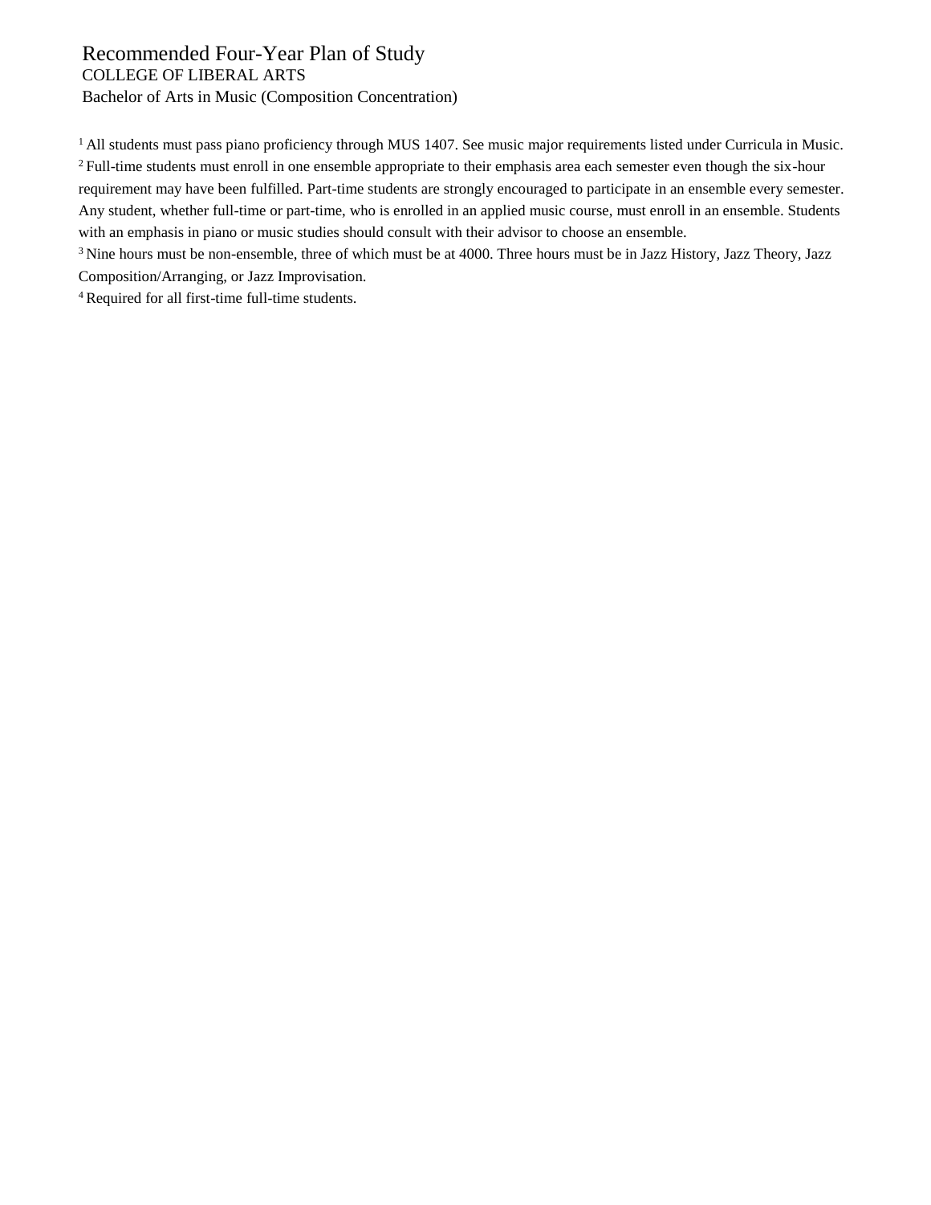# Recommended Four-Year Plan of Study

COLLEGE OF LIBERAL ARTS

Bachelor of Arts in Music (Composition Concentration)

[1] All students must pass piano proficiency through MUS 1407. See music major requirements listed under Curricula in Music.

[2] Full-time students must enroll in one ensemble appropriate to their emphasis area each semester even though the six-hour requirement may have been fulfilled. Part-time students are strongly encouraged to participate in an ensemble every semester. Any student, whether full-time or part-time, who is enrolled in an applied music course, must enroll in an ensemble. Students with an emphasis in piano or music studies should consult with their advisor to choose an ensemble.

[3] Nine hours must be non-ensemble, three of which must be at 4000. Three hours must be in Jazz History, Jazz Theory, Jazz Composition/Arranging, or Jazz Improvisation.

[4] Required for all first-time full-time students.